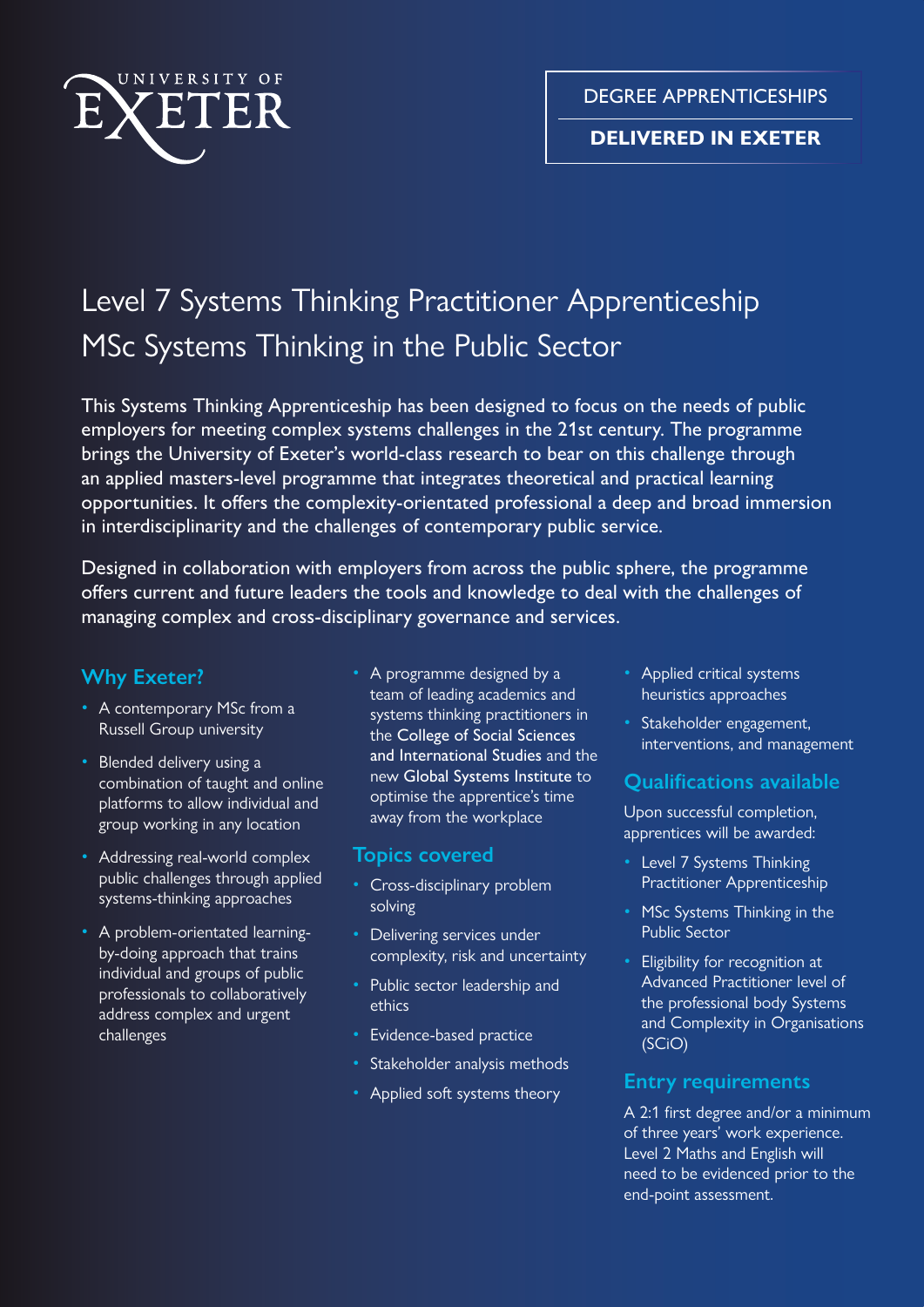UNIVERSITY OF EXETER

DEGREE APPRENTICESHIPS

**DELIVERED IN EXETER**

# Level 7 Systems Thinking Practitioner Apprenticeship MSc Systems Thinking in the Public Sector

This Systems Thinking Apprenticeship has been designed to focus on the needs of public employers for meeting complex systems challenges in the 21st century. The programme brings the University of Exeter's world-class research to bear on this challenge through an applied masters-level programme that integrates theoretical and practical learning opportunities. It offers the complexity-orientated professional a deep and broad immersion in interdisciplinarity and the challenges of contemporary public service.

Designed in collaboration with employers from across the public sphere, the programme offers current and future leaders the tools and knowledge to deal with the challenges of managing complex and cross-disciplinary governance and services.

## Why Exeter?

- A contemporary MSc from a Russell Group university
- Blended delivery using a combination of taught and online platforms to allow individual and group working in any location
- Addressing real-world complex public challenges through applied systems-thinking approaches
- A problem-orientated learning-by-doing approach that trains individual and groups of public professionals to collaboratively address complex and urgent challenges
- A programme designed by a team of leading academics and systems thinking practitioners in the College of Social Sciences and International Studies and the new Global Systems Institute to optimise the apprentice's time away from the workplace

## Topics covered

- Cross-disciplinary problem solving
- Delivering services under complexity, risk and uncertainty
- Public sector leadership and ethics
- Evidence-based practice
- Stakeholder analysis methods
- Applied soft systems theory
- Applied critical systems heuristics approaches
- Stakeholder engagement, interventions, and management

## Qualifications available

Upon successful completion, apprentices will be awarded:

- Level 7 Systems Thinking Practitioner Apprenticeship
- MSc Systems Thinking in the Public Sector
- Eligibility for recognition at Advanced Practitioner level of the professional body Systems and Complexity in Organisations (SCiO)

## Entry requirements

A 2:1 first degree and/or a minimum of three years' work experience. Level 2 Maths and English will need to be evidenced prior to the end-point assessment.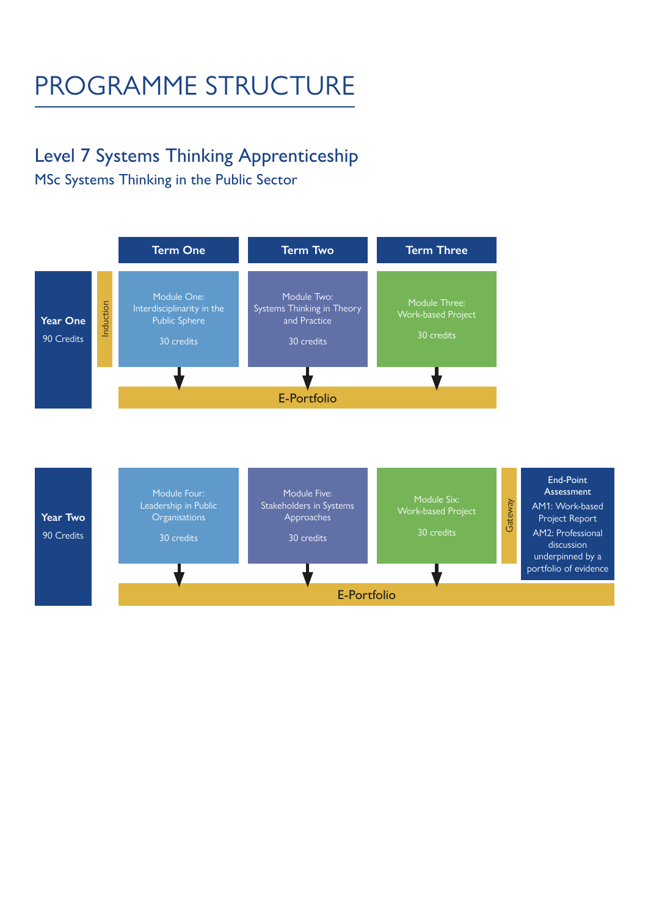# PROGRAMME STRUCTURE

## Level 7 Systems Thinking Apprenticeship

### MSc Systems Thinking in the Public Sector

| | | Term One | Term Two | Term Three |
|---|---|---|---|---|
| **Year One** 90 Credits | Induction | Module One: Interdisciplinarity in the Public Sphere<br>30 credits | Module Two: Systems Thinking in Theory and Practice<br>30 credits | Module Three: Work-based Project<br>30 credits |
| | | E-Portfolio | | |

| | Term One | Term Two | Term Three | | |
|---|---|---|---|---|---|
| **Year Two** 90 Credits | Module Four: Leadership in Public Organisations<br>30 credits | Module Five: Stakeholders in Systems Approaches<br>30 credits | Module Six: Work-based Project<br>30 credits | Gateway | **End-Point Assessment**<br>AM1: Work-based Project Report<br>AM2: Professional discussion underpinned by a portfolio of evidence |
| | E-Portfolio | | | | |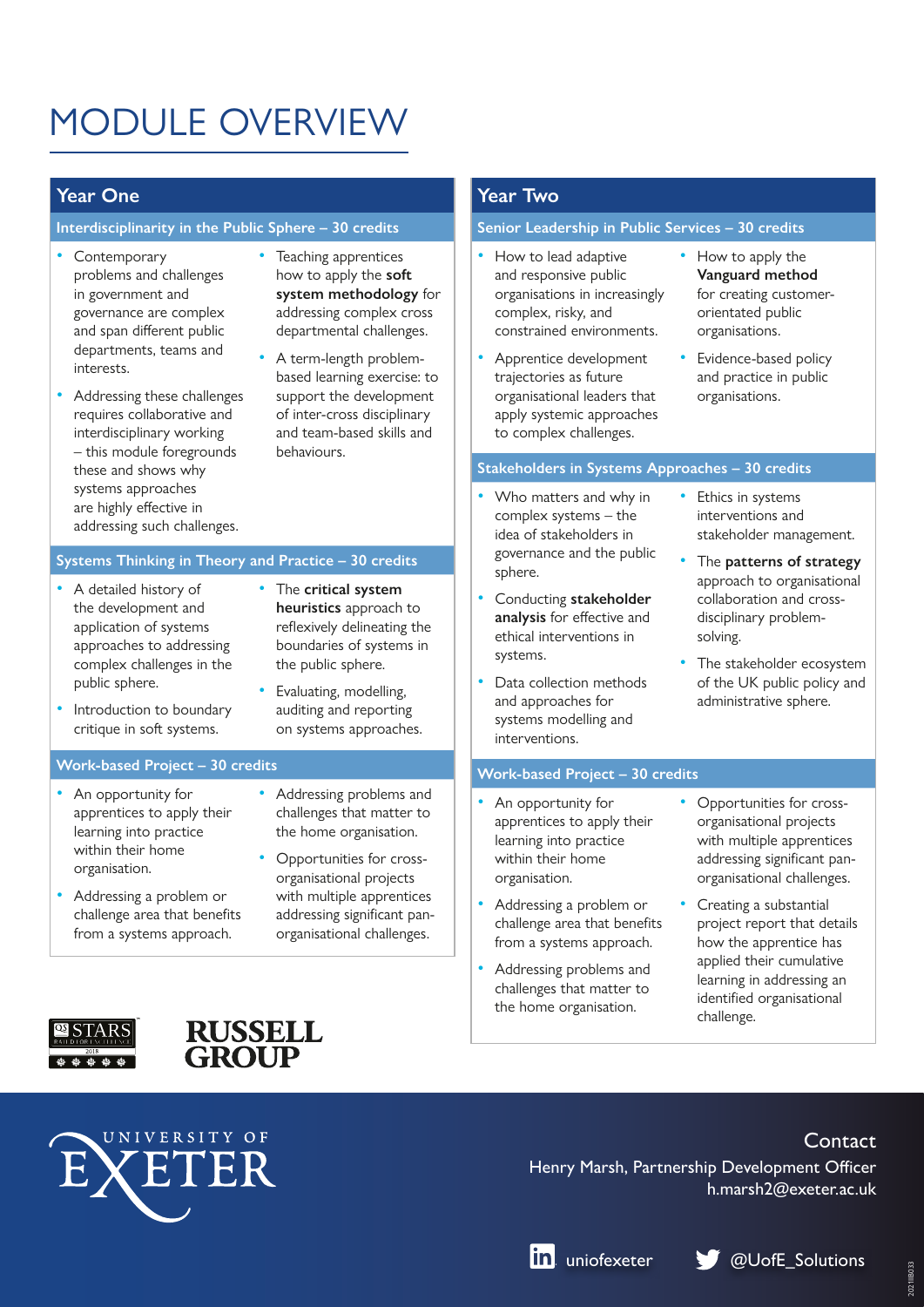# MODULE OVERVIEW

## Year One

### Interdisciplinarity in the Public Sphere – 30 credits

- Contemporary problems and challenges in government and governance are complex and span different public departments, teams and interests.
- Addressing these challenges requires collaborative and interdisciplinary working – this module foregrounds these and shows why systems approaches are highly effective in addressing such challenges.
- Teaching apprentices how to apply the **soft system methodology** for addressing complex cross departmental challenges.
- A term-length problem-based learning exercise: to support the development of inter-cross disciplinary and team-based skills and behaviours.

### Systems Thinking in Theory and Practice – 30 credits

- A detailed history of the development and application of systems approaches to addressing complex challenges in the public sphere.
- Introduction to boundary critique in soft systems.
- The **critical system heuristics** approach to reflexively delineating the boundaries of systems in the public sphere.
- Evaluating, modelling, auditing and reporting on systems approaches.

### Work-based Project – 30 credits

- An opportunity for apprentices to apply their learning into practice within their home organisation.
- Addressing a problem or challenge area that benefits from a systems approach.
- Addressing problems and challenges that matter to the home organisation.
- Opportunities for cross-organisational projects with multiple apprentices addressing significant pan-organisational challenges.

## Year Two

### Senior Leadership in Public Services – 30 credits

- How to lead adaptive and responsive public organisations in increasingly complex, risky, and constrained environments.
- Apprentice development trajectories as future organisational leaders that apply systemic approaches to complex challenges.
- How to apply the **Vanguard method** for creating customer-orientated public organisations.
- Evidence-based policy and practice in public organisations.

### Stakeholders in Systems Approaches – 30 credits

- Who matters and why in complex systems – the idea of stakeholders in governance and the public sphere.
- Conducting **stakeholder analysis** for effective and ethical interventions in systems.
- Data collection methods and approaches for systems modelling and interventions.
- Ethics in systems interventions and stakeholder management.
- The **patterns of strategy** approach to organisational collaboration and cross-disciplinary problem-solving.
- The stakeholder ecosystem of the UK public policy and administrative sphere.

### Work-based Project – 30 credits

- An opportunity for apprentices to apply their learning into practice within their home organisation.
- Addressing a problem or challenge area that benefits from a systems approach.
- Addressing problems and challenges that matter to the home organisation.
- Opportunities for cross-organisational projects with multiple apprentices addressing significant pan-organisational challenges.
- Creating a substantial project report that details how the apprentice has applied their cumulative learning in addressing an identified organisational challenge.

QS STARS RATED FOR EXCELLENCE 2018

RUSSELL GROUP

UNIVERSITY OF EXETER

## Contact

Henry Marsh, Partnership Development Officer
h.marsh2@exeter.ac.uk

uniofexeter

@UofE_Solutions